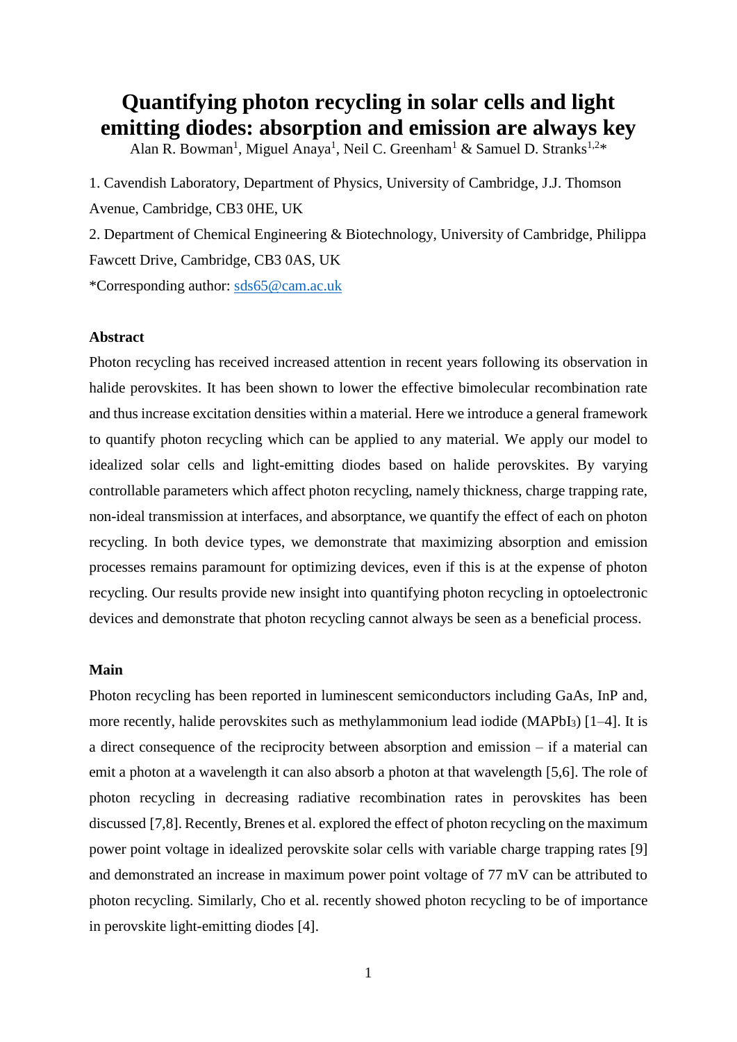# Quantifying photon recycling in solar cells and light emitting diodes: absorption and emission are always key

Alan R. Bowman[1], Miguel Anaya[1], Neil C. Greenham[1] & Samuel D. Stranks[1,2]*

1. Cavendish Laboratory, Department of Physics, University of Cambridge, J.J. Thomson Avenue, Cambridge, CB3 0HE, UK
2. Department of Chemical Engineering & Biotechnology, University of Cambridge, Philippa Fawcett Drive, Cambridge, CB3 0AS, UK

*Corresponding author: sds65@cam.ac.uk

## Abstract

Photon recycling has received increased attention in recent years following its observation in halide perovskites. It has been shown to lower the effective bimolecular recombination rate and thus increase excitation densities within a material. Here we introduce a general framework to quantify photon recycling which can be applied to any material. We apply our model to idealized solar cells and light-emitting diodes based on halide perovskites. By varying controllable parameters which affect photon recycling, namely thickness, charge trapping rate, non-ideal transmission at interfaces, and absorptance, we quantify the effect of each on photon recycling. In both device types, we demonstrate that maximizing absorption and emission processes remains paramount for optimizing devices, even if this is at the expense of photon recycling. Our results provide new insight into quantifying photon recycling in optoelectronic devices and demonstrate that photon recycling cannot always be seen as a beneficial process.

## Main

Photon recycling has been reported in luminescent semiconductors including GaAs, InP and, more recently, halide perovskites such as methylammonium lead iodide ($MAPbI_3$) [1–4]. It is a direct consequence of the reciprocity between absorption and emission – if a material can emit a photon at a wavelength it can also absorb a photon at that wavelength [5,6]. The role of photon recycling in decreasing radiative recombination rates in perovskites has been discussed [7,8]. Recently, Brenes et al. explored the effect of photon recycling on the maximum power point voltage in idealized perovskite solar cells with variable charge trapping rates [9] and demonstrated an increase in maximum power point voltage of 77 mV can be attributed to photon recycling. Similarly, Cho et al. recently showed photon recycling to be of importance in perovskite light-emitting diodes [4].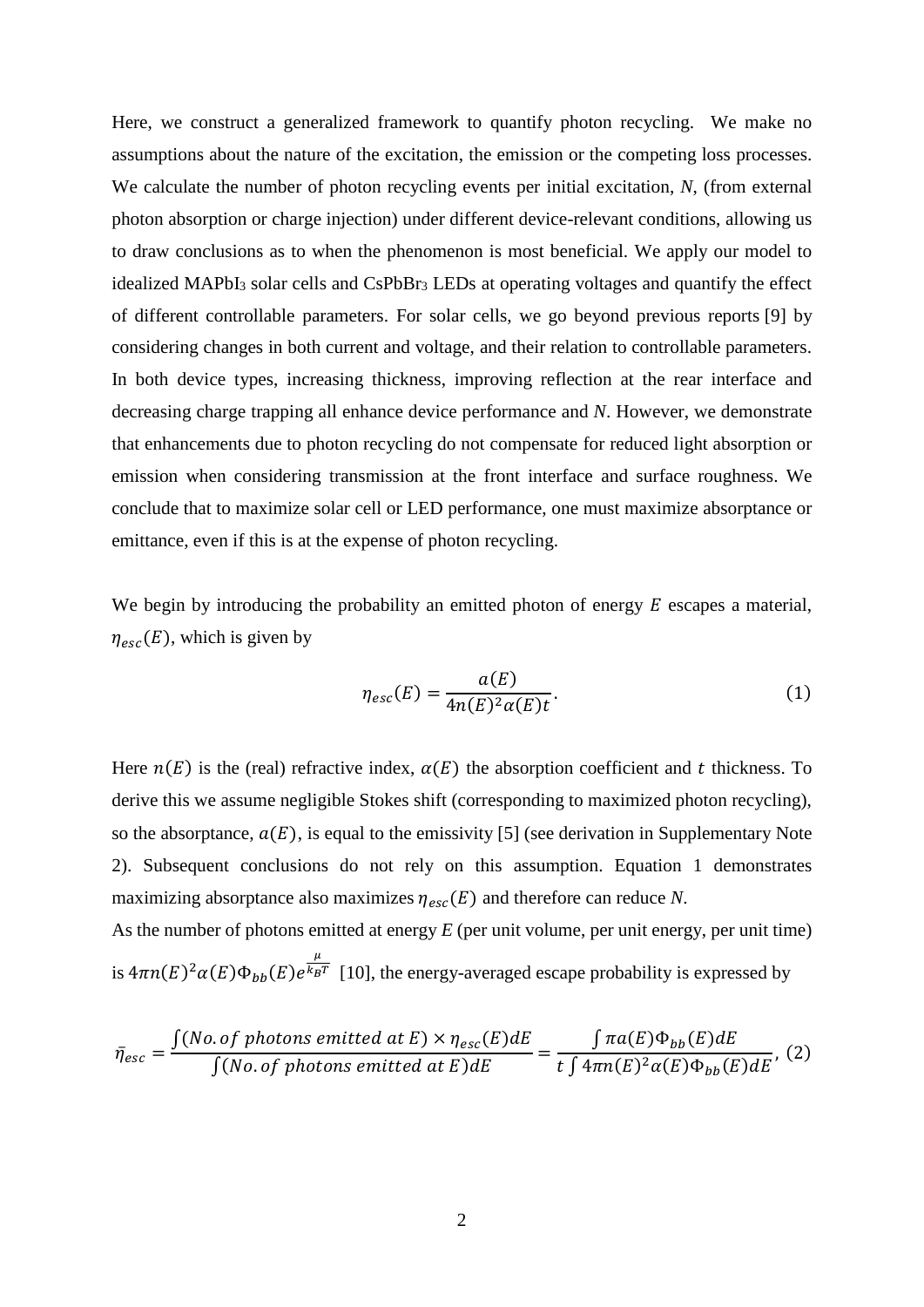Here, we construct a generalized framework to quantify photon recycling. We make no assumptions about the nature of the excitation, the emission or the competing loss processes. We calculate the number of photon recycling events per initial excitation, *N*, (from external photon absorption or charge injection) under different device-relevant conditions, allowing us to draw conclusions as to when the phenomenon is most beneficial. We apply our model to idealized $MAPbI_3$ solar cells and $CsPbBr_3$ LEDs at operating voltages and quantify the effect of different controllable parameters. For solar cells, we go beyond previous reports [9] by considering changes in both current and voltage, and their relation to controllable parameters. In both device types, increasing thickness, improving reflection at the rear interface and decreasing charge trapping all enhance device performance and *N*. However, we demonstrate that enhancements due to photon recycling do not compensate for reduced light absorption or emission when considering transmission at the front interface and surface roughness. We conclude that to maximize solar cell or LED performance, one must maximize absorptance or emittance, even if this is at the expense of photon recycling.

We begin by introducing the probability an emitted photon of energy $E$ escapes a material, $\eta_{esc}(E)$, which is given by

$$\eta_{esc}(E) = \frac{a(E)}{4n(E)^2\alpha(E)t}. \tag{1}$$

Here $n(E)$ is the (real) refractive index, $\alpha(E)$ the absorption coefficient and $t$ thickness. To derive this we assume negligible Stokes shift (corresponding to maximized photon recycling), so the absorptance, $a(E)$, is equal to the emissivity [5] (see derivation in Supplementary Note 2). Subsequent conclusions do not rely on this assumption. Equation 1 demonstrates maximizing absorptance also maximizes $\eta_{esc}(E)$ and therefore can reduce *N*.

As the number of photons emitted at energy *E* (per unit volume, per unit energy, per unit time) is $4\pi n(E)^2\alpha(E)\Phi_{bb}(E)e^{\frac{\mu}{k_BT}}$ [10], the energy-averaged escape probability is expressed by

$$\bar{\eta}_{esc} = \frac{\int (No.\,of\ photons\ emitted\ at\ E) \times \eta_{esc}(E)dE}{\int (No.\,of\ photons\ emitted\ at\ E)dE} = \frac{\int \pi a(E)\Phi_{bb}(E)dE}{t\int 4\pi n(E)^2\alpha(E)\Phi_{bb}(E)dE}, \tag{2}$$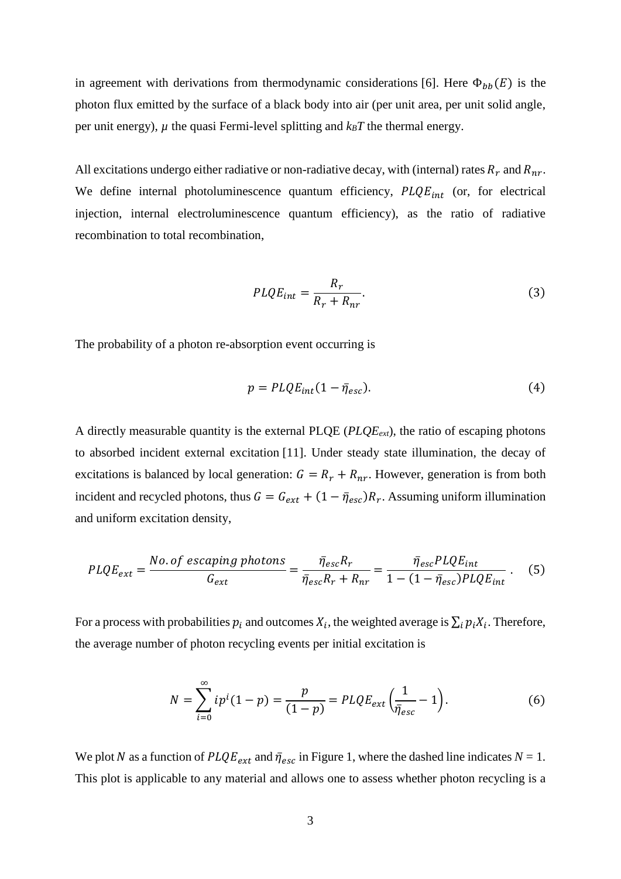in agreement with derivations from thermodynamic considerations [6]. Here $\Phi_{bb}(E)$ is the photon flux emitted by the surface of a black body into air (per unit area, per unit solid angle, per unit energy), $\mu$ the quasi Fermi-level splitting and $k_BT$ the thermal energy.

All excitations undergo either radiative or non-radiative decay, with (internal) rates $R_r$ and $R_{nr}$. We define internal photoluminescence quantum efficiency, $PLQE_{int}$ (or, for electrical injection, internal electroluminescence quantum efficiency), as the ratio of radiative recombination to total recombination,

$$PLQE_{int} = \frac{R_r}{R_r + R_{nr}}. \tag{3}$$

The probability of a photon re-absorption event occurring is

$$p = PLQE_{int}(1 - \bar{\eta}_{esc}). \tag{4}$$

A directly measurable quantity is the external PLQE ($PLQE_{ext}$), the ratio of escaping photons to absorbed incident external excitation [11]. Under steady state illumination, the decay of excitations is balanced by local generation: $G = R_r + R_{nr}$. However, generation is from both incident and recycled photons, thus $G = G_{ext} + (1 - \bar{\eta}_{esc})R_r$. Assuming uniform illumination and uniform excitation density,

$$PLQE_{ext} = \frac{No.\,of\ escaping\ photons}{G_{ext}} = \frac{\bar{\eta}_{esc}R_r}{\bar{\eta}_{esc}R_r + R_{nr}} = \frac{\bar{\eta}_{esc}PLQE_{int}}{1 - (1 - \bar{\eta}_{esc})PLQE_{int}}\ . \tag{5}$$

For a process with probabilities $p_i$ and outcomes $X_i$, the weighted average is $\sum_i p_i X_i$. Therefore, the average number of photon recycling events per initial excitation is

$$N = \sum_{i=0}^{\infty} i p^i (1 - p) = \frac{p}{(1 - p)} = PLQE_{ext}\left(\frac{1}{\bar{\eta}_{esc}} - 1\right). \tag{6}$$

We plot $N$ as a function of $PLQE_{ext}$ and $\bar{\eta}_{esc}$ in Figure 1, where the dashed line indicates $N = 1$. This plot is applicable to any material and allows one to assess whether photon recycling is a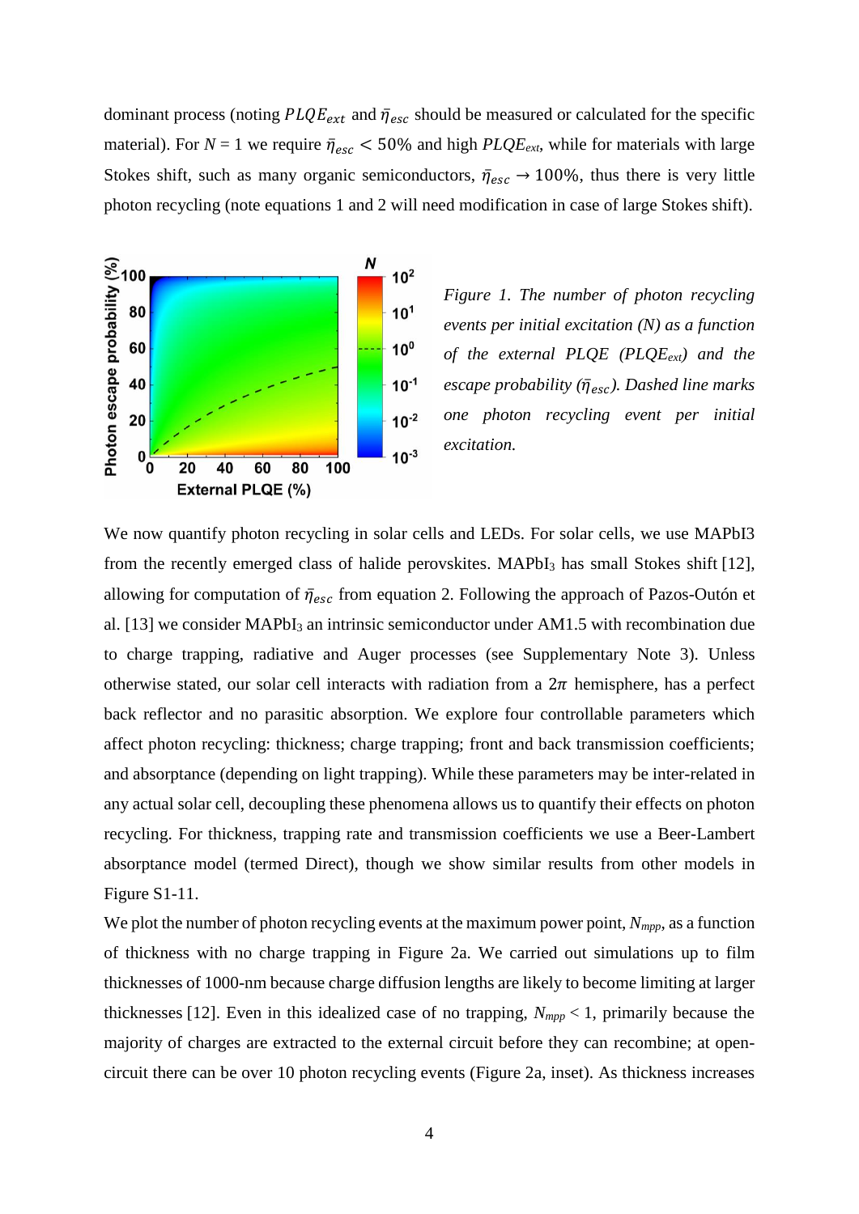dominant process (noting $PLQE_{ext}$ and $\bar{\eta}_{esc}$ should be measured or calculated for the specific material). For $N = 1$ we require $\bar{\eta}_{esc} < 50\%$ and high $PLQE_{ext}$, while for materials with large Stokes shift, such as many organic semiconductors, $\bar{\eta}_{esc} \rightarrow 100\%$, thus there is very little photon recycling (note equations 1 and 2 will need modification in case of large Stokes shift).

*Figure 1. The number of photon recycling events per initial excitation (N) as a function of the external PLQE ($PLQE_{ext}$) and the escape probability ($\bar{\eta}_{esc}$). Dashed line marks one photon recycling event per initial excitation.*

We now quantify photon recycling in solar cells and LEDs. For solar cells, we use MAPbI3 from the recently emerged class of halide perovskites. $MAPbI_3$ has small Stokes shift [12], allowing for computation of $\bar{\eta}_{esc}$ from equation 2. Following the approach of Pazos-Outón et al. [13] we consider $MAPbI_3$ an intrinsic semiconductor under AM1.5 with recombination due to charge trapping, radiative and Auger processes (see Supplementary Note 3). Unless otherwise stated, our solar cell interacts with radiation from a $2\pi$ hemisphere, has a perfect back reflector and no parasitic absorption. We explore four controllable parameters which affect photon recycling: thickness; charge trapping; front and back transmission coefficients; and absorptance (depending on light trapping). While these parameters may be inter-related in any actual solar cell, decoupling these phenomena allows us to quantify their effects on photon recycling. For thickness, trapping rate and transmission coefficients we use a Beer-Lambert absorptance model (termed Direct), though we show similar results from other models in Figure S1-11.

We plot the number of photon recycling events at the maximum power point, $N_{mpp}$, as a function of thickness with no charge trapping in Figure 2a. We carried out simulations up to film thicknesses of 1000-nm because charge diffusion lengths are likely to become limiting at larger thicknesses [12]. Even in this idealized case of no trapping, $N_{mpp} < 1$, primarily because the majority of charges are extracted to the external circuit before they can recombine; at open-circuit there can be over 10 photon recycling events (Figure 2a, inset). As thickness increases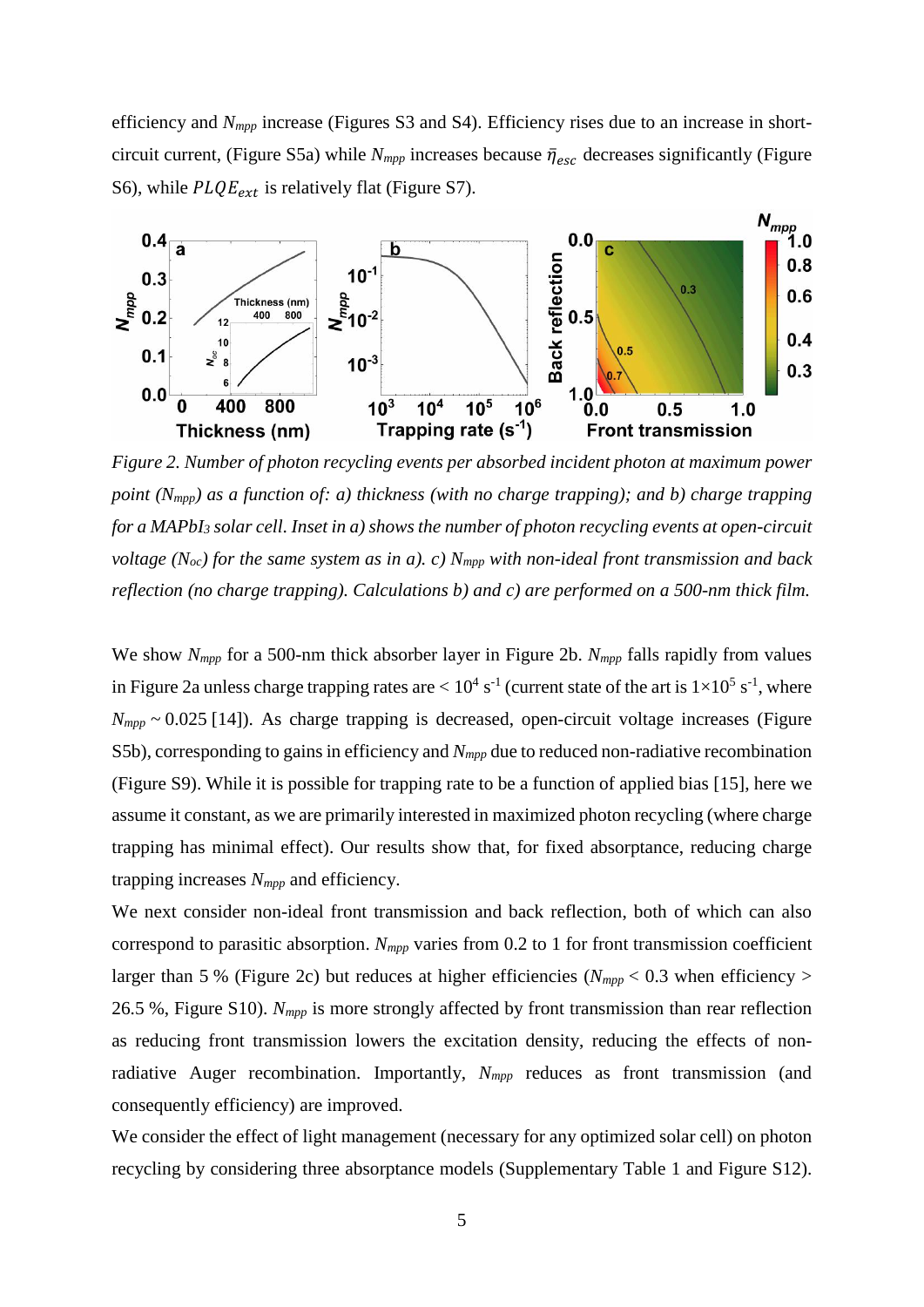efficiency and $N_{mpp}$ increase (Figures S3 and S4). Efficiency rises due to an increase in short-circuit current, (Figure S5a) while $N_{mpp}$ increases because $\bar{\eta}_{esc}$ decreases significantly (Figure S6), while $PLQE_{ext}$ is relatively flat (Figure S7).

*Figure 2. Number of photon recycling events per absorbed incident photon at maximum power point ($N_{mpp}$) as a function of: a) thickness (with no charge trapping); and b) charge trapping for a $MAPbI_3$ solar cell. Inset in a) shows the number of photon recycling events at open-circuit voltage ($N_{oc}$) for the same system as in a). c) $N_{mpp}$ with non-ideal front transmission and back reflection (no charge trapping). Calculations b) and c) are performed on a 500-nm thick film.*

We show $N_{mpp}$ for a 500-nm thick absorber layer in Figure 2b. $N_{mpp}$ falls rapidly from values in Figure 2a unless charge trapping rates are $< 10^4$ s$^{-1}$ (current state of the art is $1\times10^5$ s$^{-1}$, where $N_{mpp} \sim 0.025$ [14]). As charge trapping is decreased, open-circuit voltage increases (Figure S5b), corresponding to gains in efficiency and $N_{mpp}$ due to reduced non-radiative recombination (Figure S9). While it is possible for trapping rate to be a function of applied bias [15], here we assume it constant, as we are primarily interested in maximized photon recycling (where charge trapping has minimal effect). Our results show that, for fixed absorptance, reducing charge trapping increases $N_{mpp}$ and efficiency.

We next consider non-ideal front transmission and back reflection, both of which can also correspond to parasitic absorption. $N_{mpp}$ varies from 0.2 to 1 for front transmission coefficient larger than 5 % (Figure 2c) but reduces at higher efficiencies ($N_{mpp} < 0.3$ when efficiency > 26.5 %, Figure S10). $N_{mpp}$ is more strongly affected by front transmission than rear reflection as reducing front transmission lowers the excitation density, reducing the effects of non-radiative Auger recombination. Importantly, $N_{mpp}$ reduces as front transmission (and consequently efficiency) are improved.

We consider the effect of light management (necessary for any optimized solar cell) on photon recycling by considering three absorptance models (Supplementary Table 1 and Figure S12).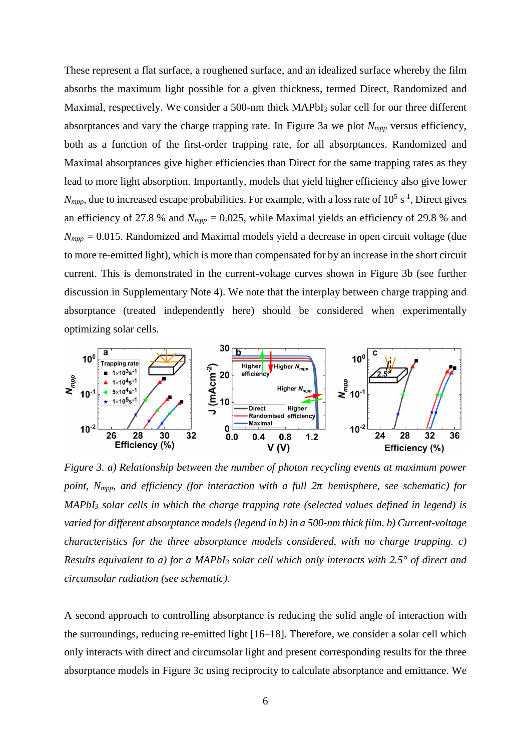These represent a flat surface, a roughened surface, and an idealized surface whereby the film absorbs the maximum light possible for a given thickness, termed Direct, Randomized and Maximal, respectively. We consider a 500-nm thick $MAPbI_3$ solar cell for our three different absorptances and vary the charge trapping rate. In Figure 3a we plot $N_{mpp}$ versus efficiency, both as a function of the first-order trapping rate, for all absorptances. Randomized and Maximal absorptances give higher efficiencies than Direct for the same trapping rates as they lead to more light absorption. Importantly, models that yield higher efficiency also give lower $N_{mpp}$, due to increased escape probabilities. For example, with a loss rate of $10^5$ $s^{-1}$, Direct gives an efficiency of 27.8 % and $N_{mpp}$ = 0.025, while Maximal yields an efficiency of 29.8 % and $N_{mpp}$ = 0.015. Randomized and Maximal models yield a decrease in open circuit voltage (due to more re-emitted light), which is more than compensated for by an increase in the short circuit current. This is demonstrated in the current-voltage curves shown in Figure 3b (see further discussion in Supplementary Note 4). We note that the interplay between charge trapping and absorptance (treated independently here) should be considered when experimentally optimizing solar cells.

*Figure 3. a) Relationship between the number of photon recycling events at maximum power point, $N_{mpp}$, and efficiency (for interaction with a full $2\pi$ hemisphere, see schematic) for $MAPbI_3$ solar cells in which the charge trapping rate (selected values defined in legend) is varied for different absorptance models (legend in b) in a 500-nm thick film. b) Current-voltage characteristics for the three absorptance models considered, with no charge trapping. c) Results equivalent to a) for a $MAPbI_3$ solar cell which only interacts with 2.5° of direct and circumsolar radiation (see schematic).*

A second approach to controlling absorptance is reducing the solid angle of interaction with the surroundings, reducing re-emitted light [16–18]. Therefore, we consider a solar cell which only interacts with direct and circumsolar light and present corresponding results for the three absorptance models in Figure 3c using reciprocity to calculate absorptance and emittance. We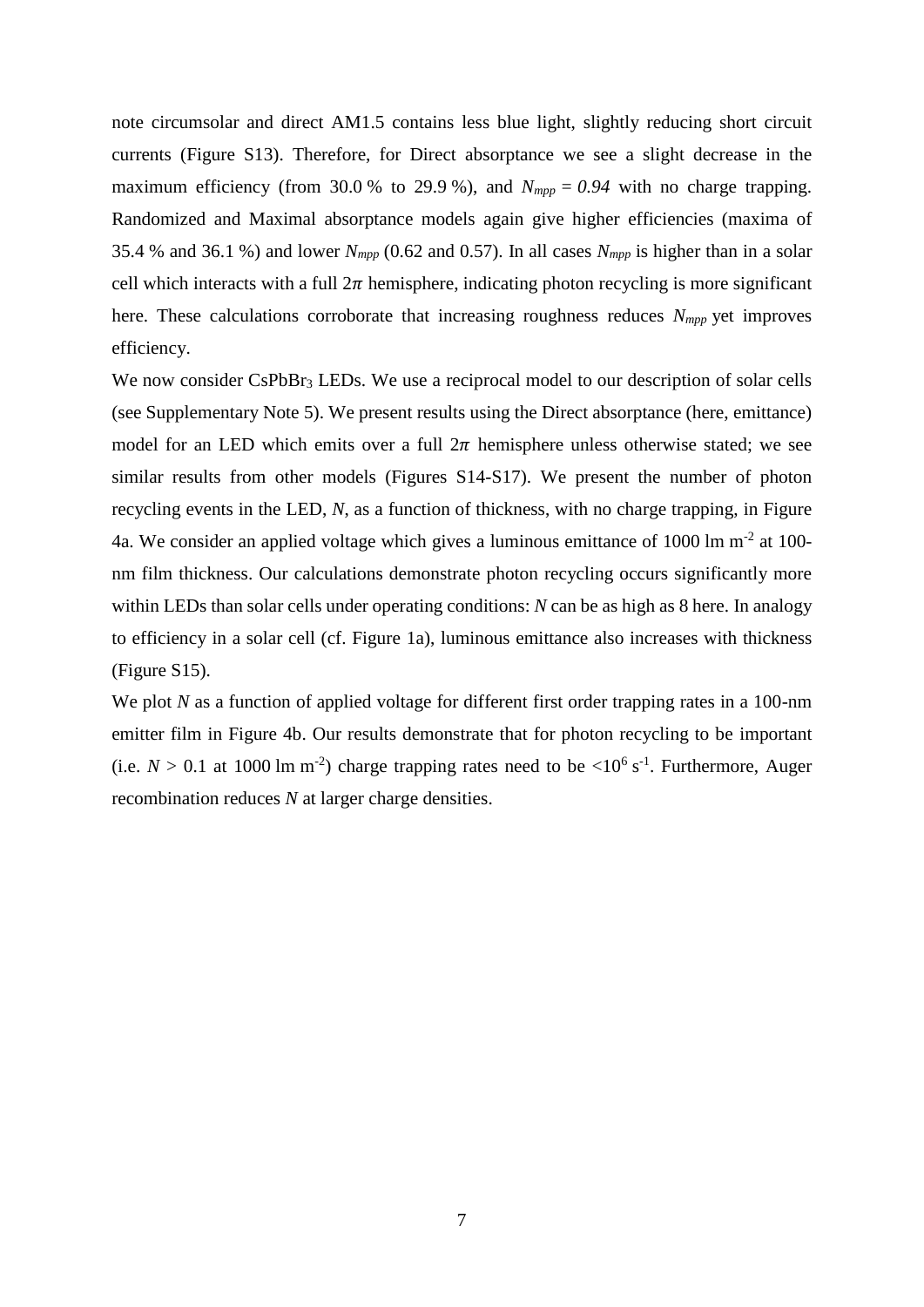note circumsolar and direct AM1.5 contains less blue light, slightly reducing short circuit currents (Figure S13). Therefore, for Direct absorptance we see a slight decrease in the maximum efficiency (from 30.0 % to 29.9 %), and $N_{mpp} = 0.94$ with no charge trapping. Randomized and Maximal absorptance models again give higher efficiencies (maxima of 35.4 % and 36.1 %) and lower $N_{mpp}$ (0.62 and 0.57). In all cases $N_{mpp}$ is higher than in a solar cell which interacts with a full $2\pi$ hemisphere, indicating photon recycling is more significant here. These calculations corroborate that increasing roughness reduces $N_{mpp}$ yet improves efficiency.

We now consider $CsPbBr_3$ LEDs. We use a reciprocal model to our description of solar cells (see Supplementary Note 5). We present results using the Direct absorptance (here, emittance) model for an LED which emits over a full $2\pi$ hemisphere unless otherwise stated; we see similar results from other models (Figures S14-S17). We present the number of photon recycling events in the LED, $N$, as a function of thickness, with no charge trapping, in Figure 4a. We consider an applied voltage which gives a luminous emittance of 1000 lm $m^{-2}$ at 100-nm film thickness. Our calculations demonstrate photon recycling occurs significantly more within LEDs than solar cells under operating conditions: $N$ can be as high as 8 here. In analogy to efficiency in a solar cell (cf. Figure 1a), luminous emittance also increases with thickness (Figure S15).

We plot $N$ as a function of applied voltage for different first order trapping rates in a 100-nm emitter film in Figure 4b. Our results demonstrate that for photon recycling to be important (i.e. $N > 0.1$ at 1000 lm $m^{-2}$) charge trapping rates need to be $<10^6$ $s^{-1}$. Furthermore, Auger recombination reduces $N$ at larger charge densities.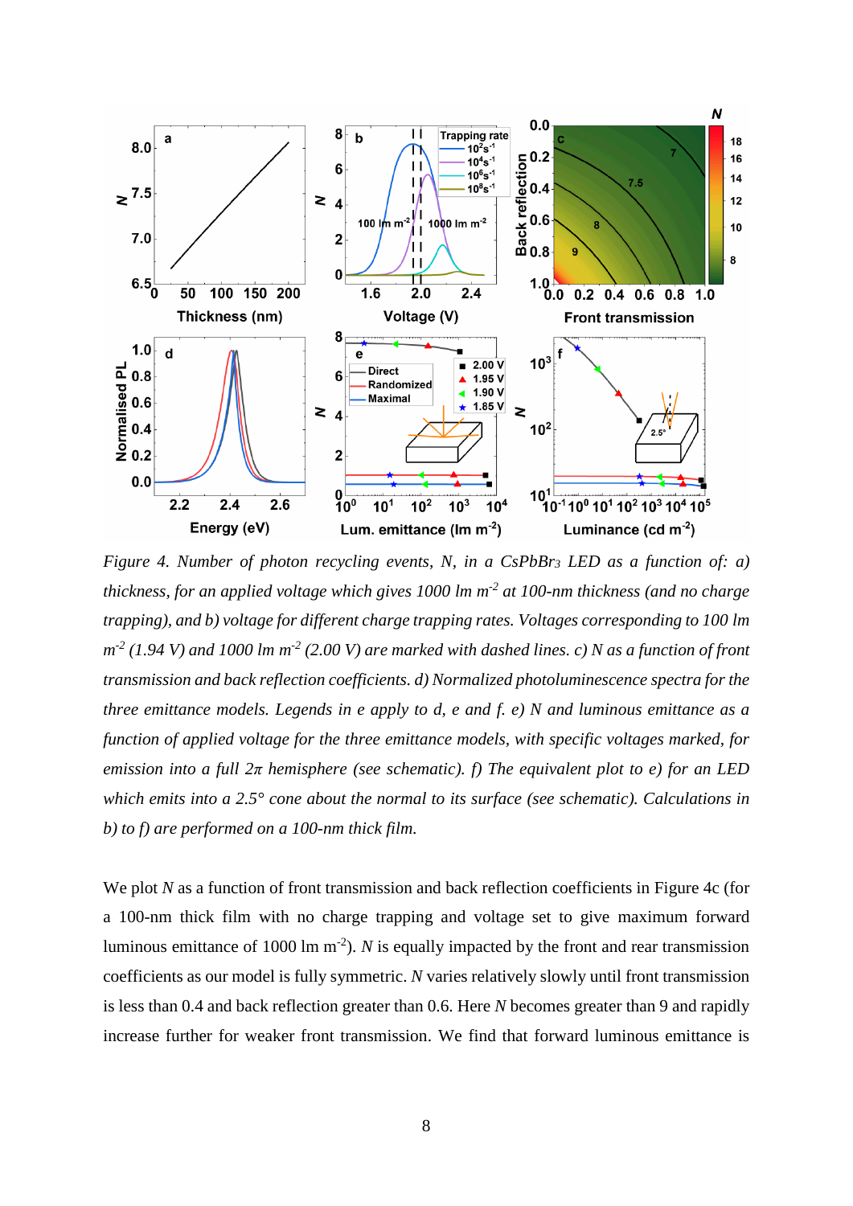*Figure 4. Number of photon recycling events, N, in a $CsPbBr_3$ LED as a function of: a) thickness, for an applied voltage which gives 1000 lm $m^{-2}$ at 100-nm thickness (and no charge trapping), and b) voltage for different charge trapping rates. Voltages corresponding to 100 lm $m^{-2}$ (1.94 V) and 1000 lm $m^{-2}$ (2.00 V) are marked with dashed lines. c) N as a function of front transmission and back reflection coefficients. d) Normalized photoluminescence spectra for the three emittance models. Legends in e apply to d, e and f. e) N and luminous emittance as a function of applied voltage for the three emittance models, with specific voltages marked, for emission into a full 2π hemisphere (see schematic). f) The equivalent plot to e) for an LED which emits into a 2.5° cone about the normal to its surface (see schematic). Calculations in b) to f) are performed on a 100-nm thick film.*

We plot *N* as a function of front transmission and back reflection coefficients in Figure 4c (for a 100-nm thick film with no charge trapping and voltage set to give maximum forward luminous emittance of 1000 lm $m^{-2}$). *N* is equally impacted by the front and rear transmission coefficients as our model is fully symmetric. *N* varies relatively slowly until front transmission is less than 0.4 and back reflection greater than 0.6. Here *N* becomes greater than 9 and rapidly increase further for weaker front transmission. We find that forward luminous emittance is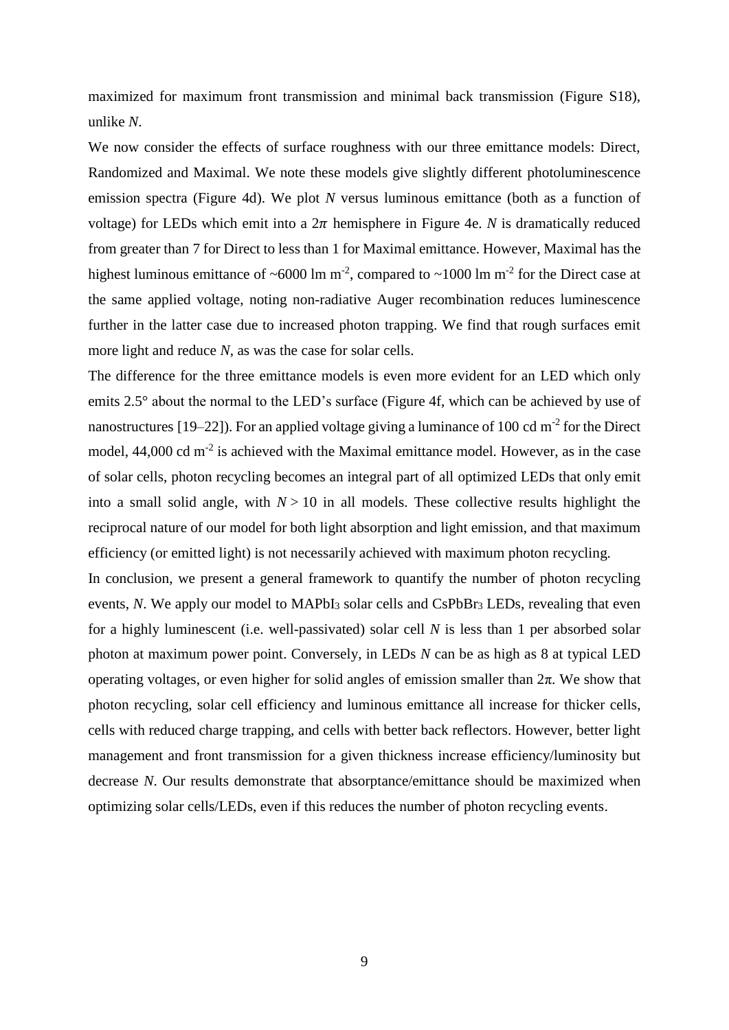maximized for maximum front transmission and minimal back transmission (Figure S18), unlike *N*.

We now consider the effects of surface roughness with our three emittance models: Direct, Randomized and Maximal. We note these models give slightly different photoluminescence emission spectra (Figure 4d). We plot *N* versus luminous emittance (both as a function of voltage) for LEDs which emit into a $2\pi$ hemisphere in Figure 4e. *N* is dramatically reduced from greater than 7 for Direct to less than 1 for Maximal emittance. However, Maximal has the highest luminous emittance of ~6000 lm m$^{-2}$, compared to ~1000 lm m$^{-2}$ for the Direct case at the same applied voltage, noting non-radiative Auger recombination reduces luminescence further in the latter case due to increased photon trapping. We find that rough surfaces emit more light and reduce *N*, as was the case for solar cells.

The difference for the three emittance models is even more evident for an LED which only emits 2.5° about the normal to the LED's surface (Figure 4f, which can be achieved by use of nanostructures [19–22]). For an applied voltage giving a luminance of 100 cd m$^{-2}$ for the Direct model, 44,000 cd m$^{-2}$ is achieved with the Maximal emittance model. However, as in the case of solar cells, photon recycling becomes an integral part of all optimized LEDs that only emit into a small solid angle, with $N > 10$ in all models. These collective results highlight the reciprocal nature of our model for both light absorption and light emission, and that maximum efficiency (or emitted light) is not necessarily achieved with maximum photon recycling.

In conclusion, we present a general framework to quantify the number of photon recycling events, *N*. We apply our model to $MAPbI_3$ solar cells and $CsPbBr_3$ LEDs, revealing that even for a highly luminescent (i.e. well-passivated) solar cell *N* is less than 1 per absorbed solar photon at maximum power point. Conversely, in LEDs *N* can be as high as 8 at typical LED operating voltages, or even higher for solid angles of emission smaller than $2\pi$. We show that photon recycling, solar cell efficiency and luminous emittance all increase for thicker cells, cells with reduced charge trapping, and cells with better back reflectors. However, better light management and front transmission for a given thickness increase efficiency/luminosity but decrease *N*. Our results demonstrate that absorptance/emittance should be maximized when optimizing solar cells/LEDs, even if this reduces the number of photon recycling events.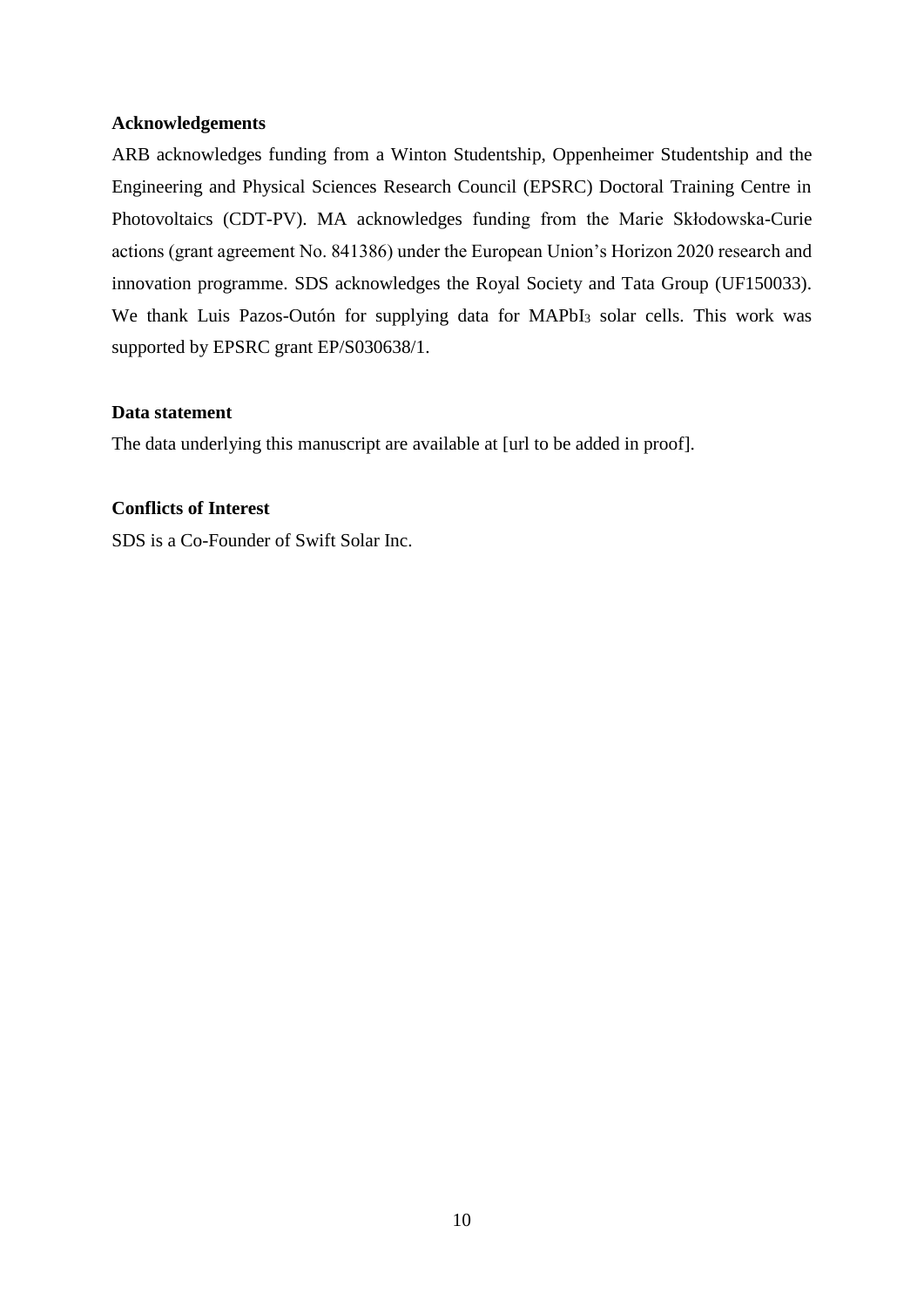**Acknowledgements**

ARB acknowledges funding from a Winton Studentship, Oppenheimer Studentship and the Engineering and Physical Sciences Research Council (EPSRC) Doctoral Training Centre in Photovoltaics (CDT-PV). MA acknowledges funding from the Marie Skłodowska-Curie actions (grant agreement No. 841386) under the European Union's Horizon 2020 research and innovation programme. SDS acknowledges the Royal Society and Tata Group (UF150033). We thank Luis Pazos-Outón for supplying data for $MAPbI_3$ solar cells. This work was supported by EPSRC grant EP/S030638/1.

**Data statement**

The data underlying this manuscript are available at [url to be added in proof].

**Conflicts of Interest**

SDS is a Co-Founder of Swift Solar Inc.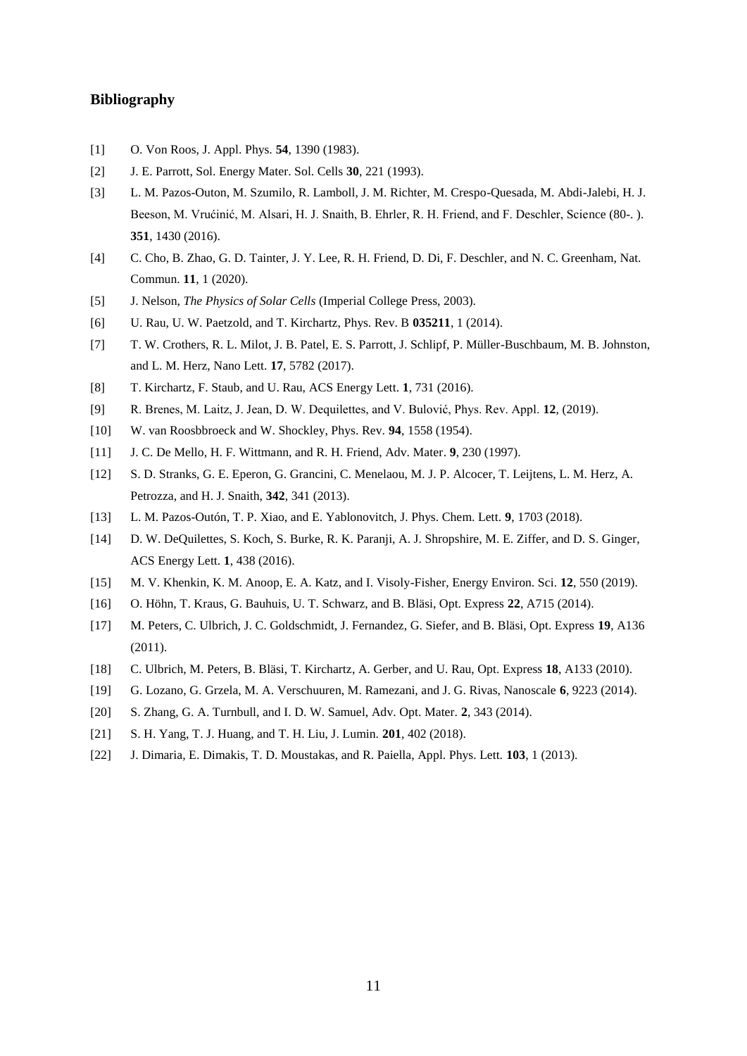## Bibliography

[1] O. Von Roos, J. Appl. Phys. **54**, 1390 (1983).

[2] J. E. Parrott, Sol. Energy Mater. Sol. Cells **30**, 221 (1993).

[3] L. M. Pazos-Outon, M. Szumilo, R. Lamboll, J. M. Richter, M. Crespo-Quesada, M. Abdi-Jalebi, H. J. Beeson, M. Vrućinić, M. Alsari, H. J. Snaith, B. Ehrler, R. H. Friend, and F. Deschler, Science (80-. ). **351**, 1430 (2016).

[4] C. Cho, B. Zhao, G. D. Tainter, J. Y. Lee, R. H. Friend, D. Di, F. Deschler, and N. C. Greenham, Nat. Commun. **11**, 1 (2020).

[5] J. Nelson, *The Physics of Solar Cells* (Imperial College Press, 2003).

[6] U. Rau, U. W. Paetzold, and T. Kirchartz, Phys. Rev. B **035211**, 1 (2014).

[7] T. W. Crothers, R. L. Milot, J. B. Patel, E. S. Parrott, J. Schlipf, P. Müller-Buschbaum, M. B. Johnston, and L. M. Herz, Nano Lett. **17**, 5782 (2017).

[8] T. Kirchartz, F. Staub, and U. Rau, ACS Energy Lett. **1**, 731 (2016).

[9] R. Brenes, M. Laitz, J. Jean, D. W. Dequilettes, and V. Bulović, Phys. Rev. Appl. **12**, (2019).

[10] W. van Roosbbroeck and W. Shockley, Phys. Rev. **94**, 1558 (1954).

[11] J. C. De Mello, H. F. Wittmann, and R. H. Friend, Adv. Mater. **9**, 230 (1997).

[12] S. D. Stranks, G. E. Eperon, G. Grancini, C. Menelaou, M. J. P. Alcocer, T. Leijtens, L. M. Herz, A. Petrozza, and H. J. Snaith, **342**, 341 (2013).

[13] L. M. Pazos-Outón, T. P. Xiao, and E. Yablonovitch, J. Phys. Chem. Lett. **9**, 1703 (2018).

[14] D. W. DeQuilettes, S. Koch, S. Burke, R. K. Paranji, A. J. Shropshire, M. E. Ziffer, and D. S. Ginger, ACS Energy Lett. **1**, 438 (2016).

[15] M. V. Khenkin, K. M. Anoop, E. A. Katz, and I. Visoly-Fisher, Energy Environ. Sci. **12**, 550 (2019).

[16] O. Höhn, T. Kraus, G. Bauhuis, U. T. Schwarz, and B. Bläsi, Opt. Express **22**, A715 (2014).

[17] M. Peters, C. Ulbrich, J. C. Goldschmidt, J. Fernandez, G. Siefer, and B. Bläsi, Opt. Express **19**, A136 (2011).

[18] C. Ulbrich, M. Peters, B. Bläsi, T. Kirchartz, A. Gerber, and U. Rau, Opt. Express **18**, A133 (2010).

[19] G. Lozano, G. Grzela, M. A. Verschuuren, M. Ramezani, and J. G. Rivas, Nanoscale **6**, 9223 (2014).

[20] S. Zhang, G. A. Turnbull, and I. D. W. Samuel, Adv. Opt. Mater. **2**, 343 (2014).

[21] S. H. Yang, T. J. Huang, and T. H. Liu, J. Lumin. **201**, 402 (2018).

[22] J. Dimaria, E. Dimakis, T. D. Moustakas, and R. Paiella, Appl. Phys. Lett. **103**, 1 (2013).